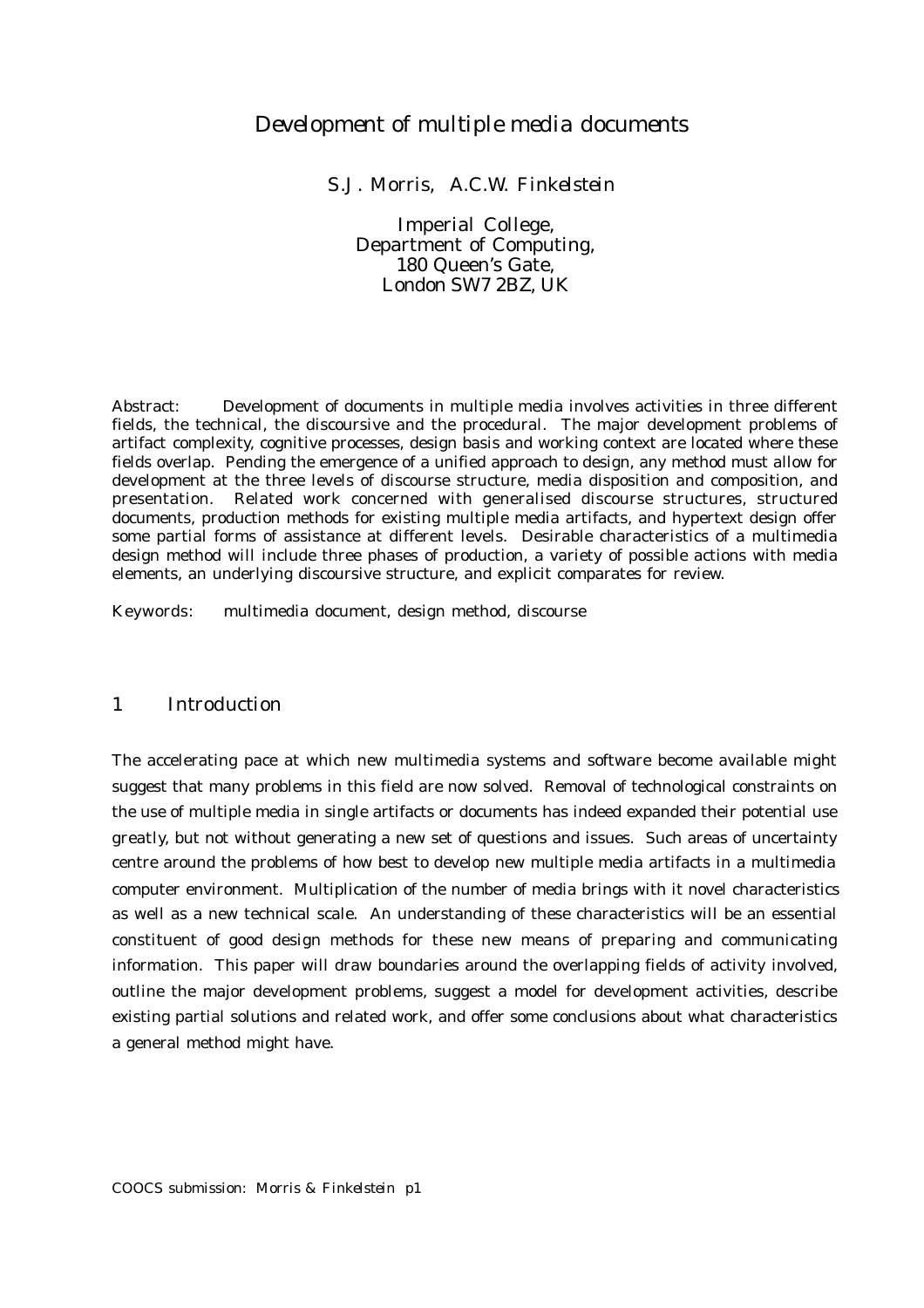# Development of multiple media documents

S.J. Morris, A.C.W. Finkelstein

Imperial College,
Department of Computing,
180 Queen's Gate,
London SW7 2BZ, UK

Abstract: Development of documents in multiple media involves activities in three different fields, the technical, the discoursive and the procedural. The major development problems of artifact complexity, cognitive processes, design basis and working context are located where these fields overlap. Pending the emergence of a unified approach to design, any method must allow for development at the three levels of discourse structure, media disposition and composition, and presentation. Related work concerned with generalised discourse structures, structured documents, production methods for existing multiple media artifacts, and hypertext design offer some partial forms of assistance at different levels. Desirable characteristics of a multimedia design method will include three phases of production, a variety of possible actions with media elements, an underlying discoursive structure, and explicit comparates for review.

Keywords: multimedia document, design method, discourse

## 1 Introduction

The accelerating pace at which new multimedia systems and software become available might suggest that many problems in this field are now solved. Removal of technological constraints on the use of multiple media in single artifacts or documents has indeed expanded their potential use greatly, but not without generating a new set of questions and issues. Such areas of uncertainty centre around the problems of how best to develop new multiple media artifacts in a multimedia computer environment. Multiplication of the number of media brings with it novel characteristics as well as a new technical scale. An understanding of these characteristics will be an essential constituent of good design methods for these new means of preparing and communicating information. This paper will draw boundaries around the overlapping fields of activity involved, outline the major development problems, suggest a model for development activities, describe existing partial solutions and related work, and offer some conclusions about what characteristics a general method might have.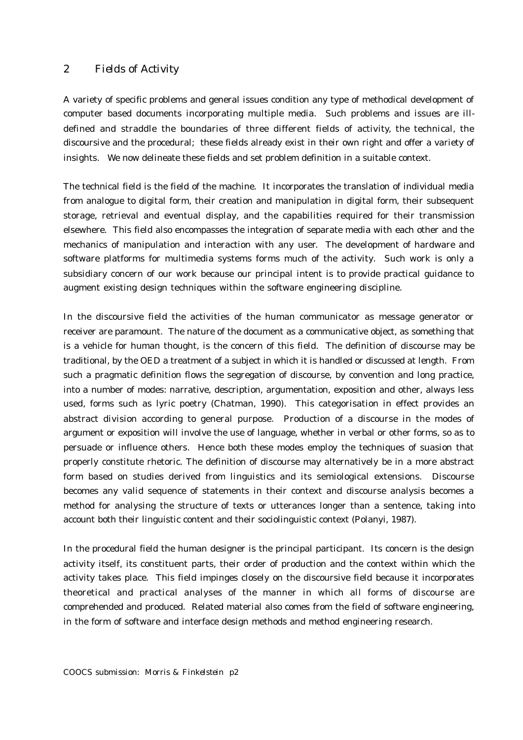## 2 Fields of Activity

A variety of specific problems and general issues condition any type of methodical development of computer based documents incorporating multiple media. Such problems and issues are ill-defined and straddle the boundaries of three different fields of activity, the technical, the discoursive and the procedural; these fields already exist in their own right and offer a variety of insights. We now delineate these fields and set problem definition in a suitable context.

The technical field is the field of the machine. It incorporates the translation of individual media from analogue to digital form, their creation and manipulation in digital form, their subsequent storage, retrieval and eventual display, and the capabilities required for their transmission elsewhere. This field also encompasses the integration of separate media with each other and the mechanics of manipulation and interaction with any user. The development of hardware and software platforms for multimedia systems forms much of the activity. Such work is only a subsidiary concern of our work because our principal intent is to provide practical guidance to augment existing design techniques within the software engineering discipline.

In the discoursive field the activities of the human communicator as message generator or receiver are paramount. The nature of the document as a communicative object, as something that is a vehicle for human thought, is the concern of this field. The definition of discourse may be traditional, by the OED a treatment of a subject in which it is handled or discussed at length. From such a pragmatic definition flows the segregation of discourse, by convention and long practice, into a number of modes: narrative, description, argumentation, exposition and other, always less used, forms such as lyric poetry (Chatman, 1990). This categorisation in effect provides an abstract division according to general purpose. Production of a discourse in the modes of argument or exposition will involve the use of language, whether in verbal or other forms, so as to persuade or influence others. Hence both these modes employ the techniques of suasion that properly constitute rhetoric. The definition of discourse may alternatively be in a more abstract form based on studies derived from linguistics and its semiological extensions. Discourse becomes any valid sequence of statements in their context and discourse analysis becomes a method for analysing the structure of texts or utterances longer than a sentence, taking into account both their linguistic content and their sociolinguistic context (Polanyi, 1987).

In the procedural field the human designer is the principal participant. Its concern is the design activity itself, its constituent parts, their order of production and the context within which the activity takes place. This field impinges closely on the discoursive field because it incorporates theoretical and practical analyses of the manner in which all forms of discourse are comprehended and produced. Related material also comes from the field of software engineering, in the form of software and interface design methods and method engineering research.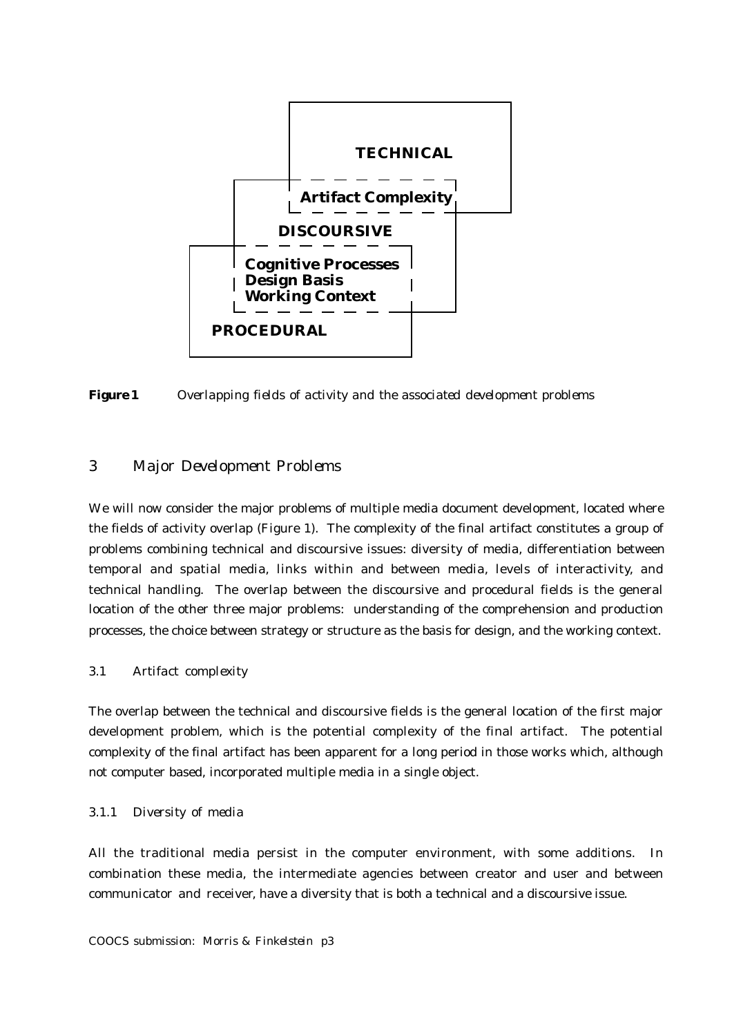**TECHNICAL**

**Artifact Complexity**

**DISCOURSIVE**

**Cognitive Processes**
**Design Basis**
**Working Context**

**PROCEDURAL**

**Figure 1** *Overlapping fields of activity and the associated development problems*

## 3 Major Development Problems

We will now consider the major problems of multiple media document development, located where the fields of activity overlap (Figure 1). The complexity of the final artifact constitutes a group of problems combining technical and discoursive issues: diversity of media, differentiation between temporal and spatial media, links within and between media, levels of interactivity, and technical handling. The overlap between the discoursive and procedural fields is the general location of the other three major problems: understanding of the comprehension and production processes, the choice between strategy or structure as the basis for design, and the working context.

### 3.1 Artifact complexity

The overlap between the technical and discoursive fields is the general location of the first major development problem, which is the potential complexity of the final artifact. The potential complexity of the final artifact has been apparent for a long period in those works which, although not computer based, incorporated multiple media in a single object.

#### 3.1.1 Diversity of media

All the traditional media persist in the computer environment, with some additions. In combination these media, the intermediate agencies between creator and user and between communicator and receiver, have a diversity that is both a technical and a discoursive issue.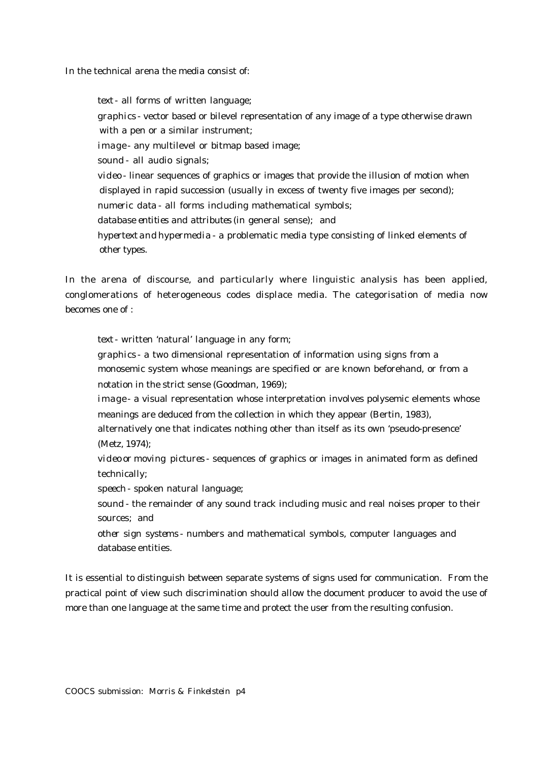In the technical arena the media consist of:

- *text* - all forms of written language;
- *graphics* - vector based or bilevel representation of any image of a type otherwise drawn with a pen or a similar instrument;
- *image* - any multilevel or bitmap based image;
- *sound* - all audio signals;
- *video* - linear sequences of graphics or images that provide the illusion of motion when displayed in rapid succession (usually in excess of twenty five images per second);
- *numeric data* - all forms including mathematical symbols;
- *database entities and attributes* (in general sense); and
- *hypertext and hypermedia* - a problematic media type consisting of linked elements of other types.

In the arena of discourse, and particularly where linguistic analysis has been applied, conglomerations of heterogeneous codes displace media. The categorisation of media now becomes one of :

- *text* - written 'natural' language in any form;
- *graphics* - a two dimensional representation of information using signs from a monosemic system whose meanings are specified or are known beforehand, or from a notation in the strict sense (Goodman, 1969);
- *image* - a visual representation whose interpretation involves polysemic elements whose meanings are deduced from the collection in which they appear (Bertin, 1983), alternatively one that indicates nothing other than itself as its own 'pseudo-presence' (Metz, 1974);
- *video or moving pictures* - sequences of graphics or images in animated form as defined technically;
- *speech* - spoken natural language;
- *sound* - the remainder of any sound track including music and real noises proper to their sources; and
- *other sign systems* - numbers and mathematical symbols, computer languages and database entities.

It is essential to distinguish between separate systems of signs used for communication. From the practical point of view such discrimination should allow the document producer to avoid the use of more than one language at the same time and protect the user from the resulting confusion.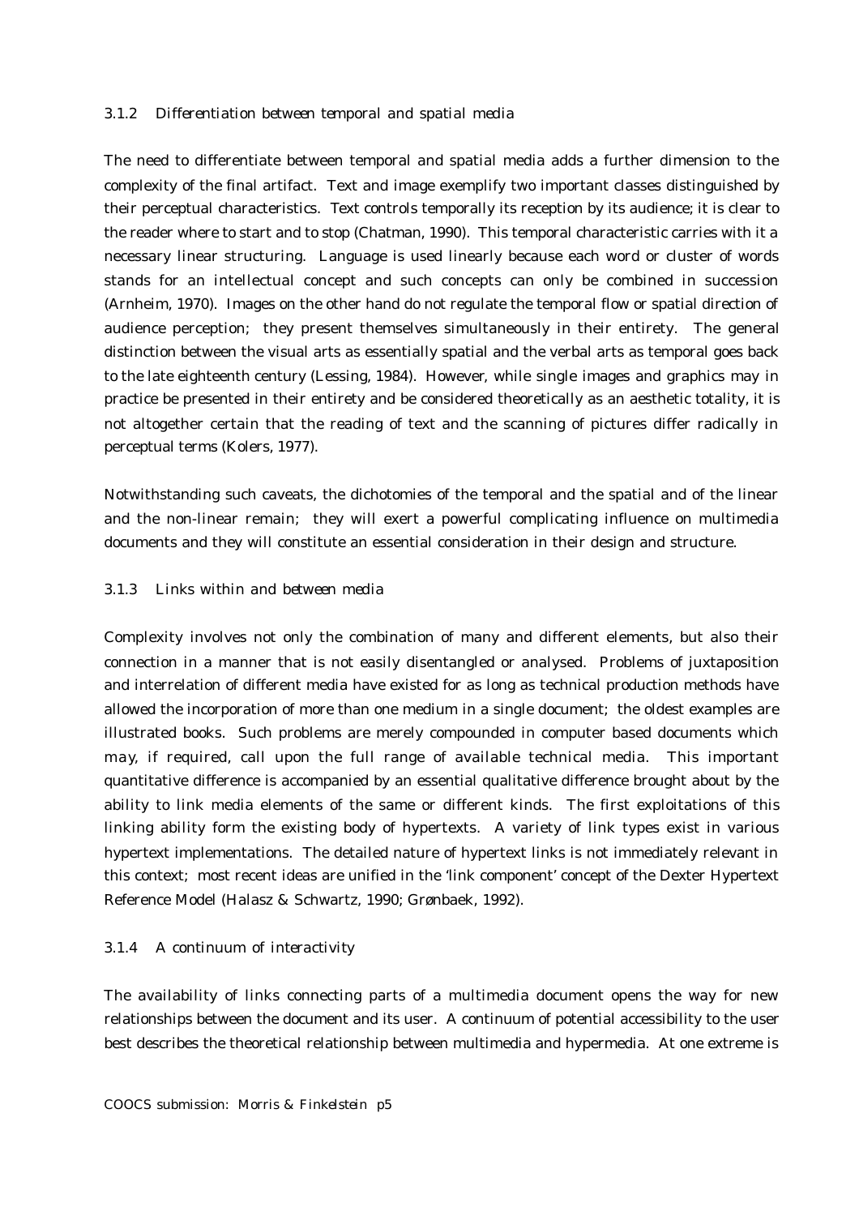### 3.1.2 *Differentiation between temporal and spatial media*

The need to differentiate between temporal and spatial media adds a further dimension to the complexity of the final artifact. Text and image exemplify two important classes distinguished by their perceptual characteristics. Text controls temporally its reception by its audience; it is clear to the reader where to start and to stop (Chatman, 1990). This temporal characteristic carries with it a necessary linear structuring. Language is used linearly because each word or cluster of words stands for an intellectual concept and such concepts can only be combined in succession (Arnheim, 1970). Images on the other hand do not regulate the temporal flow or spatial direction of audience perception; they present themselves simultaneously in their entirety. The general distinction between the visual arts as essentially spatial and the verbal arts as temporal goes back to the late eighteenth century (Lessing, 1984). However, while single images and graphics may in practice be presented in their entirety and be considered theoretically as an aesthetic totality, it is not altogether certain that the reading of text and the scanning of pictures differ radically in perceptual terms (Kolers, 1977).

Notwithstanding such caveats, the dichotomies of the temporal and the spatial and of the linear and the non-linear remain; they will exert a powerful complicating influence on multimedia documents and they will constitute an essential consideration in their design and structure.

### 3.1.3 *Links within and between media*

Complexity involves not only the combination of many and different elements, but also their connection in a manner that is not easily disentangled or analysed. Problems of juxtaposition and interrelation of different media have existed for as long as technical production methods have allowed the incorporation of more than one medium in a single document; the oldest examples are illustrated books. Such problems are merely compounded in computer based documents which may, if required, call upon the full range of available technical media. This important quantitative difference is accompanied by an essential qualitative difference brought about by the ability to link media elements of the same or different kinds. The first exploitations of this linking ability form the existing body of hypertexts. A variety of link types exist in various hypertext implementations. The detailed nature of hypertext links is not immediately relevant in this context; most recent ideas are unified in the 'link component' concept of the Dexter Hypertext Reference Model (Halasz & Schwartz, 1990; Grønbaek, 1992).

### 3.1.4 *A continuum of interactivity*

The availability of links connecting parts of a multimedia document opens the way for new relationships between the document and its user. A continuum of potential accessibility to the user best describes the theoretical relationship between multimedia and hypermedia. At one extreme is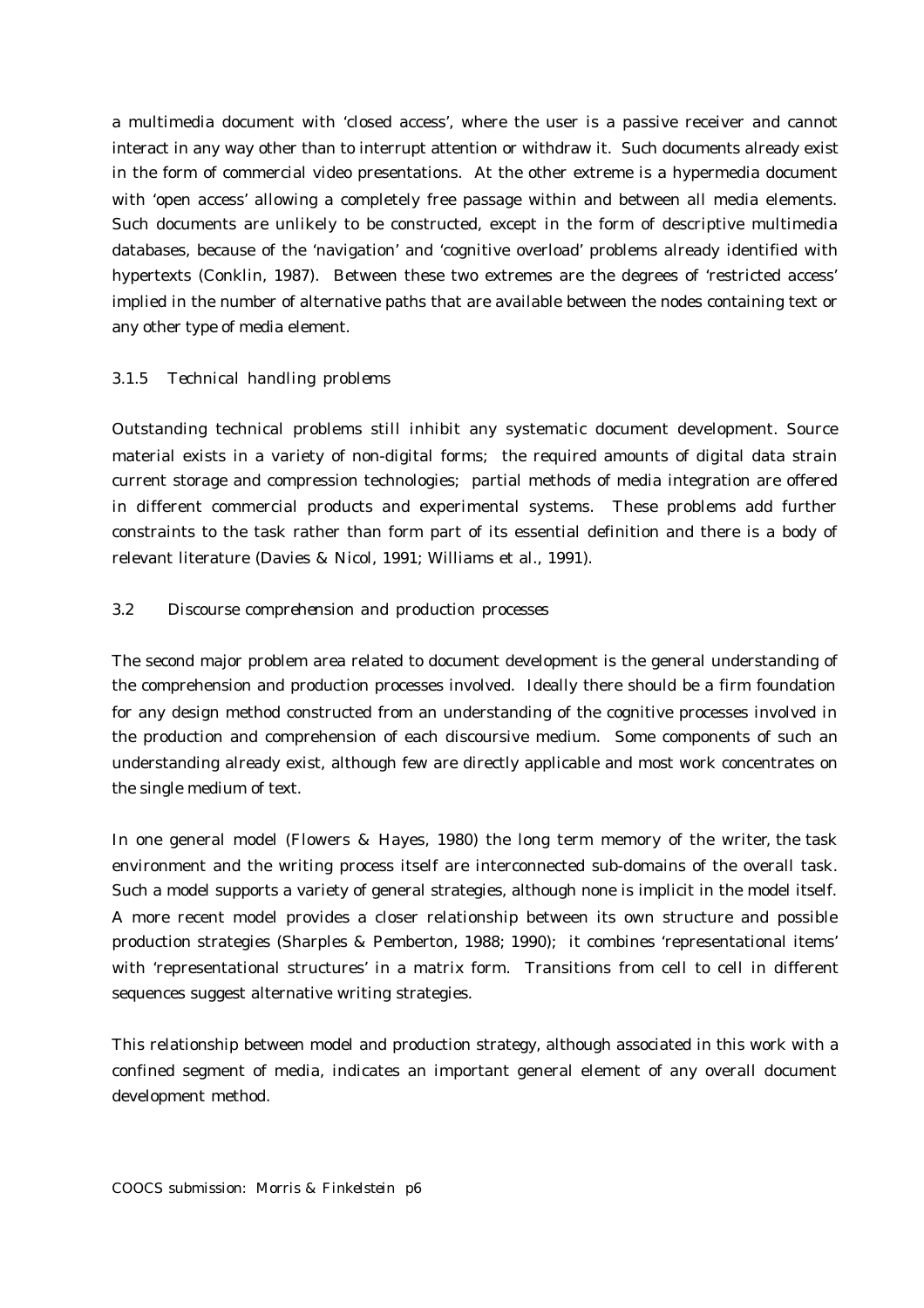a multimedia document with ‘closed access’, where the user is a passive receiver and cannot interact in any way other than to interrupt attention or withdraw it. Such documents already exist in the form of commercial video presentations. At the other extreme is a hypermedia document with ‘open access’ allowing a completely free passage within and between all media elements. Such documents are unlikely to be constructed, except in the form of descriptive multimedia databases, because of the ‘navigation’ and ‘cognitive overload’ problems already identified with hypertexts (Conklin, 1987). Between these two extremes are the degrees of ‘restricted access’ implied in the number of alternative paths that are available between the nodes containing text or any other type of media element.

### 3.1.5 Technical handling problems

Outstanding technical problems still inhibit any systematic document development. Source material exists in a variety of non-digital forms; the required amounts of digital data strain current storage and compression technologies; partial methods of media integration are offered in different commercial products and experimental systems. These problems add further constraints to the task rather than form part of its essential definition and there is a body of relevant literature (Davies & Nicol, 1991; Williams et al., 1991).

## 3.2 Discourse comprehension and production processes

The second major problem area related to document development is the general understanding of the comprehension and production processes involved. Ideally there should be a firm foundation for any design method constructed from an understanding of the cognitive processes involved in the production and comprehension of each discoursive medium. Some components of such an understanding already exist, although few are directly applicable and most work concentrates on the single medium of text.

In one general model (Flowers & Hayes, 1980) the long term memory of the writer, the task environment and the writing process itself are interconnected sub-domains of the overall task. Such a model supports a variety of general strategies, although none is implicit in the model itself. A more recent model provides a closer relationship between its own structure and possible production strategies (Sharples & Pemberton, 1988; 1990); it combines ‘representational items’ with ‘representational structures’ in a matrix form. Transitions from cell to cell in different sequences suggest alternative writing strategies.

This relationship between model and production strategy, although associated in this work with a confined segment of media, indicates an important general element of any overall document development method.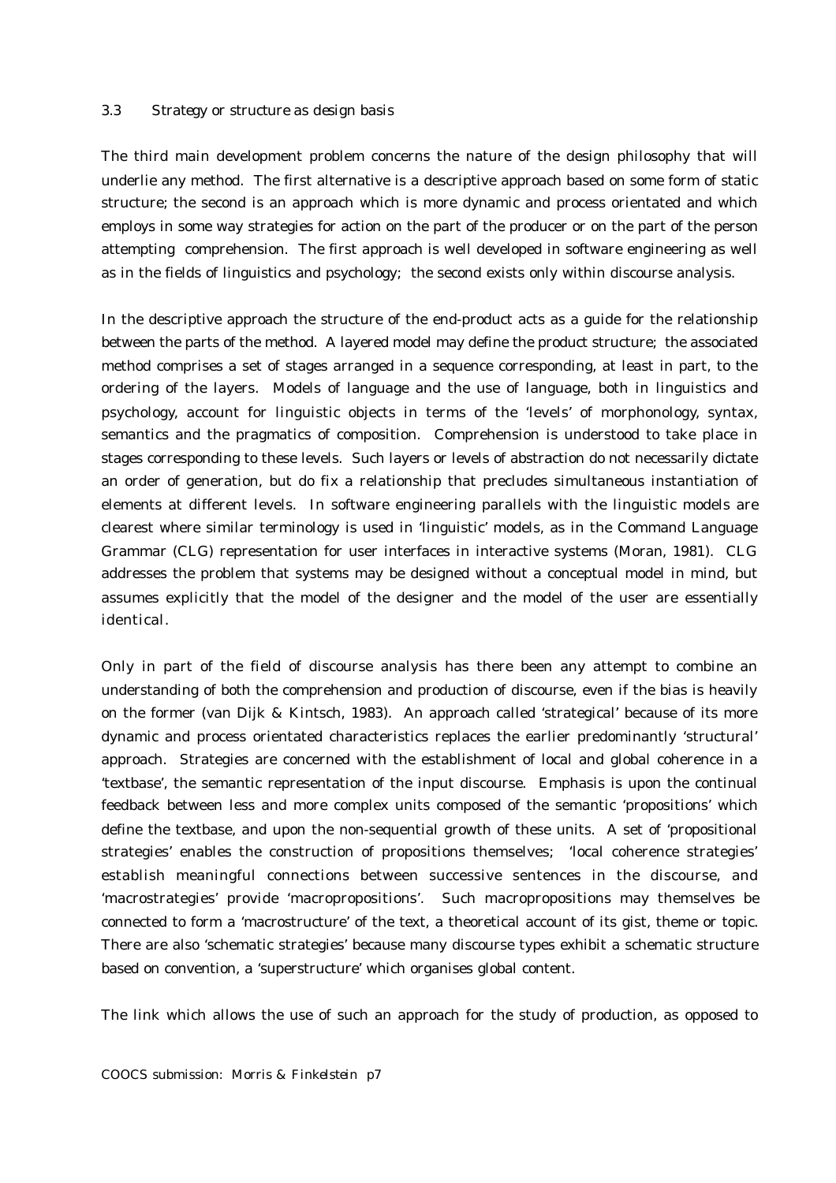### 3.3 Strategy or structure as design basis

The third main development problem concerns the nature of the design philosophy that will underlie any method. The first alternative is a descriptive approach based on some form of static structure; the second is an approach which is more dynamic and process orientated and which employs in some way strategies for action on the part of the producer or on the part of the person attempting comprehension. The first approach is well developed in software engineering as well as in the fields of linguistics and psychology; the second exists only within discourse analysis.

In the descriptive approach the structure of the end-product acts as a guide for the relationship between the parts of the method. A layered model may define the product structure; the associated method comprises a set of stages arranged in a sequence corresponding, at least in part, to the ordering of the layers. Models of language and the use of language, both in linguistics and psychology, account for linguistic objects in terms of the 'levels' of morphonology, syntax, semantics and the pragmatics of composition. Comprehension is understood to take place in stages corresponding to these levels. Such layers or levels of abstraction do not necessarily dictate an order of generation, but do fix a relationship that precludes simultaneous instantiation of elements at different levels. In software engineering parallels with the linguistic models are clearest where similar terminology is used in 'linguistic' models, as in the Command Language Grammar (CLG) representation for user interfaces in interactive systems (Moran, 1981). CLG addresses the problem that systems may be designed without a conceptual model in mind, but assumes explicitly that the model of the designer and the model of the user are essentially identical.

Only in part of the field of discourse analysis has there been any attempt to combine an understanding of both the comprehension and production of discourse, even if the bias is heavily on the former (van Dijk & Kintsch, 1983). An approach called 'strategical' because of its more dynamic and process orientated characteristics replaces the earlier predominantly 'structural' approach. Strategies are concerned with the establishment of local and global coherence in a 'textbase', the semantic representation of the input discourse. Emphasis is upon the continual feedback between less and more complex units composed of the semantic 'propositions' which define the textbase, and upon the non-sequential growth of these units. A set of 'propositional strategies' enables the construction of propositions themselves; 'local coherence strategies' establish meaningful connections between successive sentences in the discourse, and 'macrostrategies' provide 'macropropositions'. Such macropropositions may themselves be connected to form a 'macrostructure' of the text, a theoretical account of its gist, theme or topic. There are also 'schematic strategies' because many discourse types exhibit a schematic structure based on convention, a 'superstructure' which organises global content.

The link which allows the use of such an approach for the study of production, as opposed to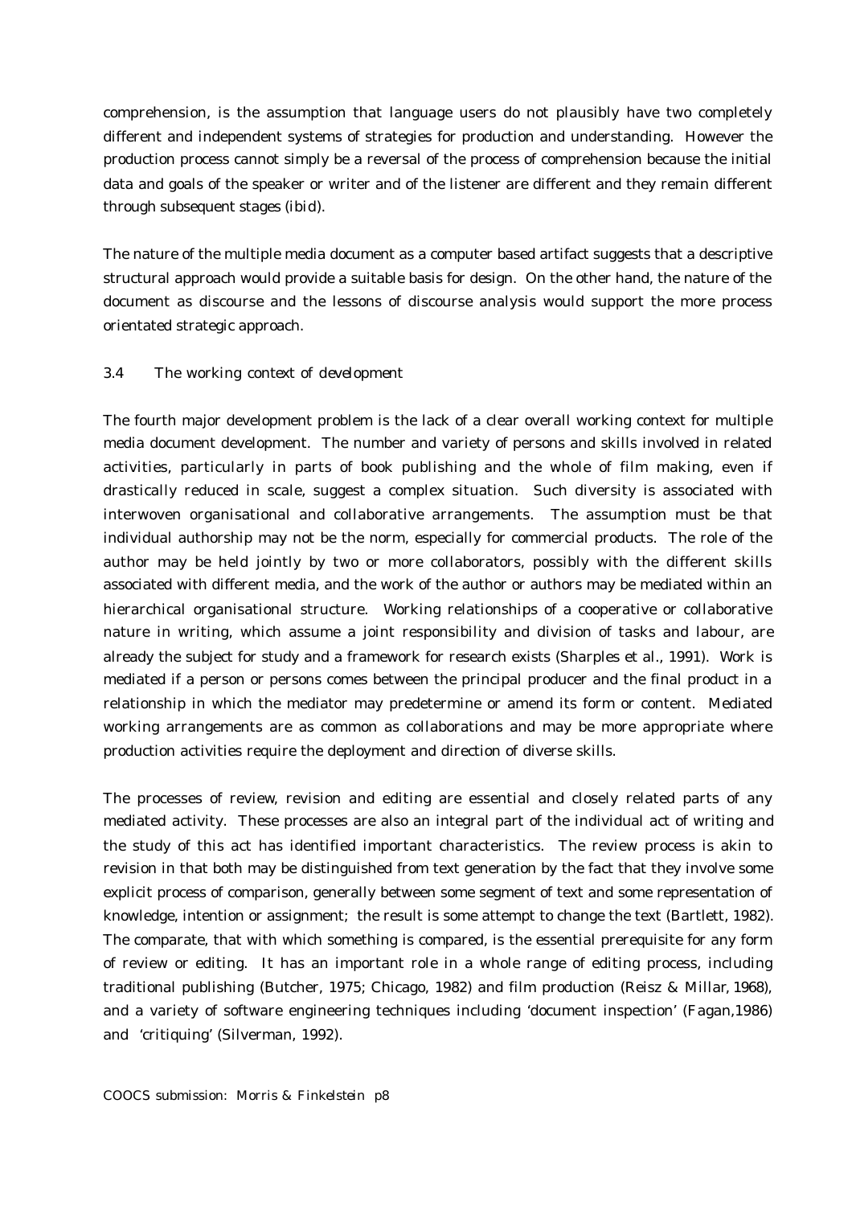comprehension, is the assumption that language users do not plausibly have two completely different and independent systems of strategies for production and understanding. However the production process cannot simply be a reversal of the process of comprehension because the initial data and goals of the speaker or writer and of the listener are different and they remain different through subsequent stages (ibid).

The nature of the multiple media document as a computer based artifact suggests that a descriptive structural approach would provide a suitable basis for design. On the other hand, the nature of the document as discourse and the lessons of discourse analysis would support the more process orientated strategic approach.

### 3.4 The working context of development

The fourth major development problem is the lack of a clear overall working context for multiple media document development. The number and variety of persons and skills involved in related activities, particularly in parts of book publishing and the whole of film making, even if drastically reduced in scale, suggest a complex situation. Such diversity is associated with interwoven organisational and collaborative arrangements. The assumption must be that individual authorship may not be the norm, especially for commercial products. The role of the author may be held jointly by two or more collaborators, possibly with the different skills associated with different media, and the work of the author or authors may be mediated within an hierarchical organisational structure. Working relationships of a cooperative or collaborative nature in writing, which assume a joint responsibility and division of tasks and labour, are already the subject for study and a framework for research exists (Sharples et al., 1991). Work is mediated if a person or persons comes between the principal producer and the final product in a relationship in which the mediator may predetermine or amend its form or content. Mediated working arrangements are as common as collaborations and may be more appropriate where production activities require the deployment and direction of diverse skills.

The processes of review, revision and editing are essential and closely related parts of any mediated activity. These processes are also an integral part of the individual act of writing and the study of this act has identified important characteristics. The review process is akin to revision in that both may be distinguished from text generation by the fact that they involve some explicit process of comparison, generally between some segment of text and some representation of knowledge, intention or assignment; the result is some attempt to change the text (Bartlett, 1982). The comparate, that with which something is compared, is the essential prerequisite for any form of review or editing. It has an important role in a whole range of editing process, including traditional publishing (Butcher, 1975; Chicago, 1982) and film production (Reisz & Millar, 1968), and a variety of software engineering techniques including 'document inspection' (Fagan,1986) and 'critiquing' (Silverman, 1992).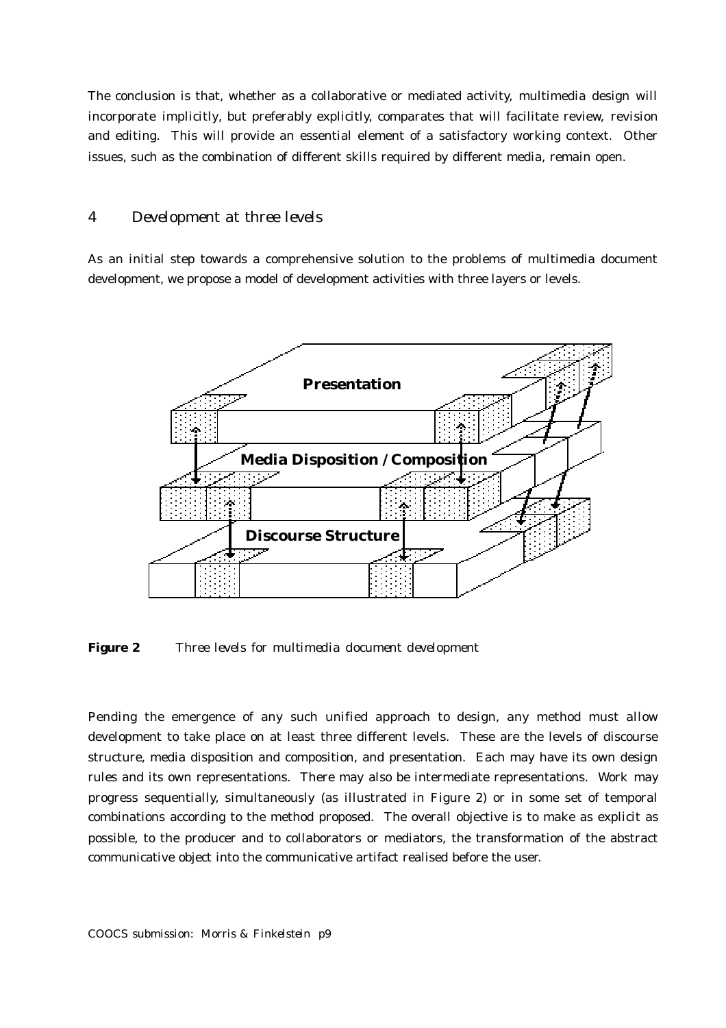The conclusion is that, whether as a collaborative or mediated activity, multimedia design will incorporate implicitly, but preferably explicitly, comparates that will facilitate review, revision and editing. This will provide an essential element of a satisfactory working context. Other issues, such as the combination of different skills required by different media, remain open.

## 4 Development at three levels

As an initial step towards a comprehensive solution to the problems of multimedia document development, we propose a model of development activities with three layers or levels.

**Figure 2** *Three levels for multimedia document development*

Pending the emergence of any such unified approach to design, any method must allow development to take place on at least three different levels. These are the levels of discourse structure, media disposition and composition, and presentation. Each may have its own design rules and its own representations. There may also be intermediate representations. Work may progress sequentially, simultaneously (as illustrated in Figure 2) or in some set of temporal combinations according to the method proposed. The overall objective is to make as explicit as possible, to the producer and to collaborators or mediators, the transformation of the abstract communicative object into the communicative artifact realised before the user.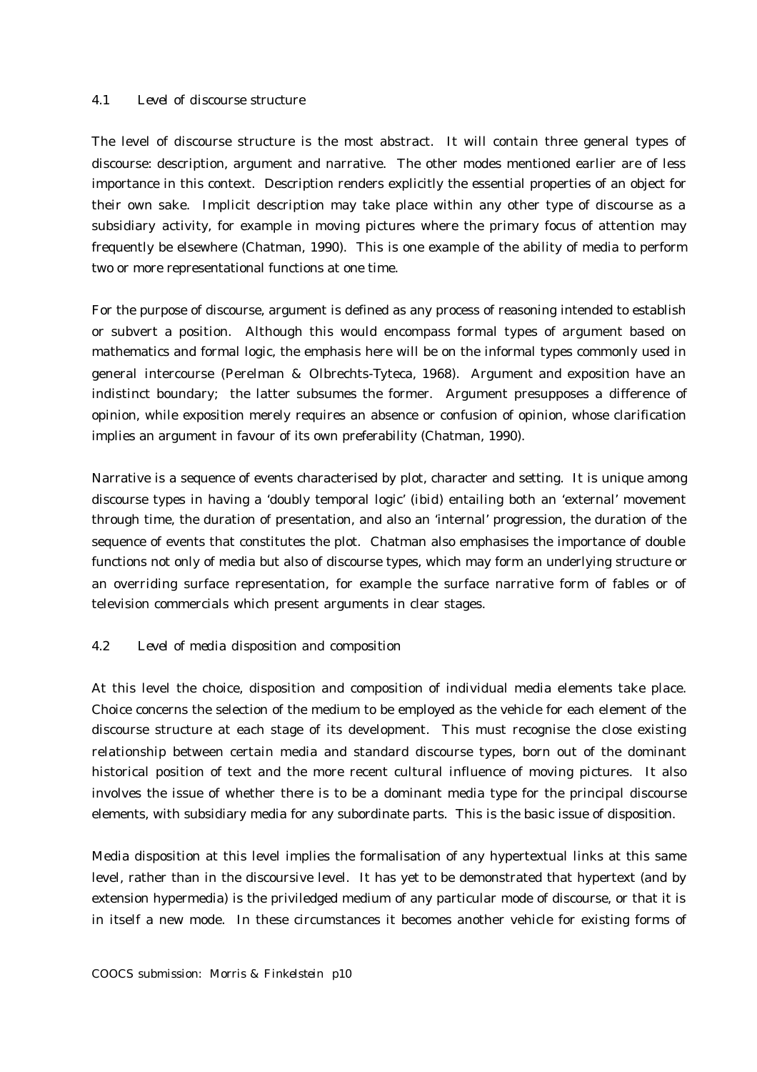### 4.1 Level of discourse structure

The level of discourse structure is the most abstract. It will contain three general types of discourse: description, argument and narrative. The other modes mentioned earlier are of less importance in this context. Description renders explicitly the essential properties of an object for their own sake. Implicit description may take place within any other type of discourse as a subsidiary activity, for example in moving pictures where the primary focus of attention may frequently be elsewhere (Chatman, 1990). This is one example of the ability of media to perform two or more representational functions at one time.

For the purpose of discourse, argument is defined as any process of reasoning intended to establish or subvert a position. Although this would encompass formal types of argument based on mathematics and formal logic, the emphasis here will be on the informal types commonly used in general intercourse (Perelman & Olbrechts-Tyteca, 1968). Argument and exposition have an indistinct boundary; the latter subsumes the former. Argument presupposes a difference of opinion, while exposition merely requires an absence or confusion of opinion, whose clarification implies an argument in favour of its own preferability (Chatman, 1990).

Narrative is a sequence of events characterised by plot, character and setting. It is unique among discourse types in having a 'doubly temporal logic' (ibid) entailing both an 'external' movement through time, the duration of presentation, and also an 'internal' progression, the duration of the sequence of events that constitutes the plot. Chatman also emphasises the importance of double functions not only of media but also of discourse types, which may form an underlying structure or an overriding surface representation, for example the surface narrative form of fables or of television commercials which present arguments in clear stages.

### 4.2 Level of media disposition and composition

At this level the choice, disposition and composition of individual media elements take place. Choice concerns the selection of the medium to be employed as the vehicle for each element of the discourse structure at each stage of its development. This must recognise the close existing relationship between certain media and standard discourse types, born out of the dominant historical position of text and the more recent cultural influence of moving pictures. It also involves the issue of whether there is to be a dominant media type for the principal discourse elements, with subsidiary media for any subordinate parts. This is the basic issue of disposition.

Media disposition at this level implies the formalisation of any hypertextual links at this same level, rather than in the discoursive level. It has yet to be demonstrated that hypertext (and by extension hypermedia) is the priviledged medium of any particular mode of discourse, or that it is in itself a new mode. In these circumstances it becomes another vehicle for existing forms of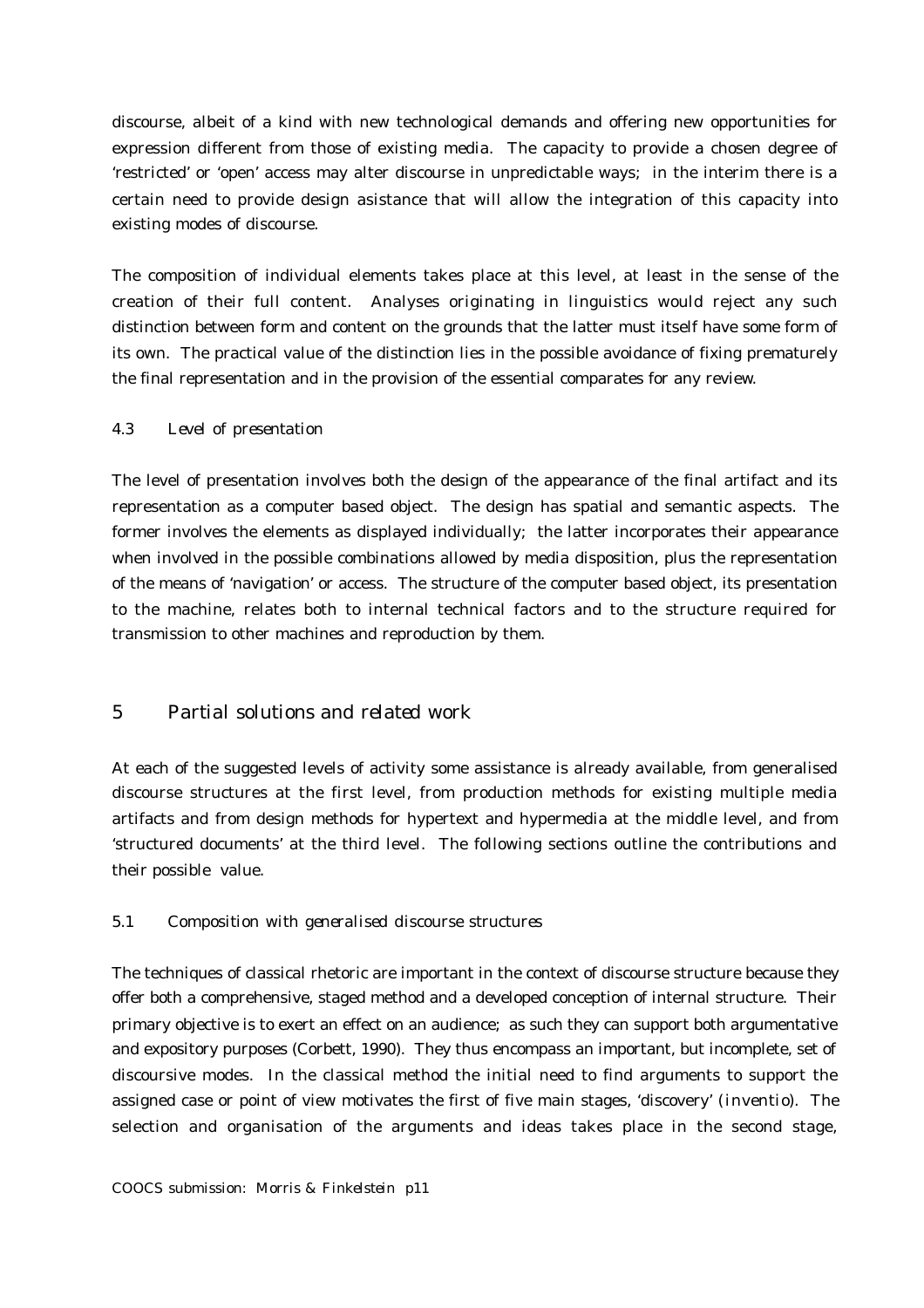discourse, albeit of a kind with new technological demands and offering new opportunities for expression different from those of existing media. The capacity to provide a chosen degree of 'restricted' or 'open' access may alter discourse in unpredictable ways; in the interim there is a certain need to provide design asistance that will allow the integration of this capacity into existing modes of discourse.

The composition of individual elements takes place at this level, at least in the sense of the creation of their full content. Analyses originating in linguistics would reject any such distinction between form and content on the grounds that the latter must itself have some form of its own. The practical value of the distinction lies in the possible avoidance of fixing prematurely the final representation and in the provision of the essential comparates for any review.

### 4.3 Level of presentation

The level of presentation involves both the design of the appearance of the final artifact and its representation as a computer based object. The design has spatial and semantic aspects. The former involves the elements as displayed individually; the latter incorporates their appearance when involved in the possible combinations allowed by media disposition, plus the representation of the means of 'navigation' or access. The structure of the computer based object, its presentation to the machine, relates both to internal technical factors and to the structure required for transmission to other machines and reproduction by them.

## 5 Partial solutions and related work

At each of the suggested levels of activity some assistance is already available, from generalised discourse structures at the first level, from production methods for existing multiple media artifacts and from design methods for hypertext and hypermedia at the middle level, and from 'structured documents' at the third level. The following sections outline the contributions and their possible value.

### 5.1 Composition with generalised discourse structures

The techniques of classical rhetoric are important in the context of discourse structure because they offer both a comprehensive, staged method and a developed conception of internal structure. Their primary objective is to exert an effect on an audience; as such they can support both argumentative and expository purposes (Corbett, 1990). They thus encompass an important, but incomplete, set of discoursive modes. In the classical method the initial need to find arguments to support the assigned case or point of view motivates the first of five main stages, 'discovery' (*inventio*). The selection and organisation of the arguments and ideas takes place in the second stage,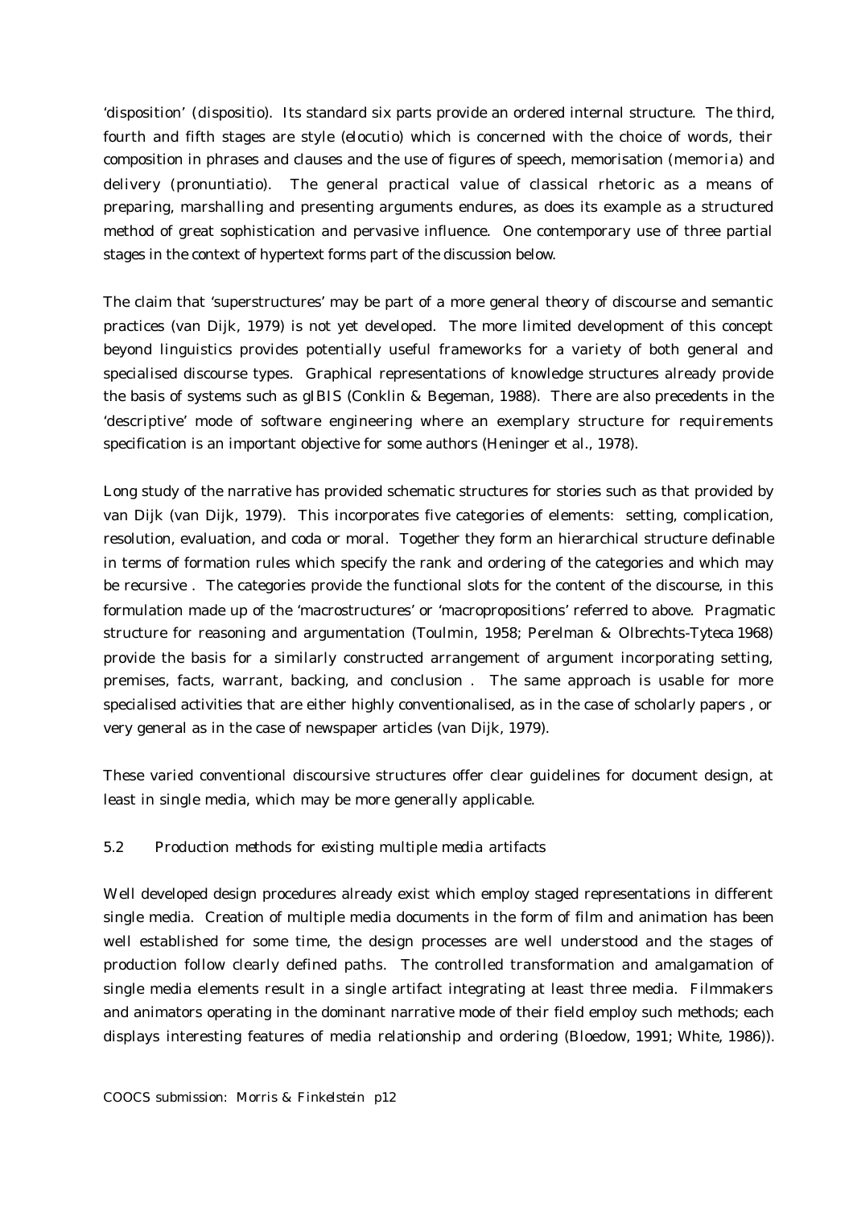'disposition' (*dispositio*). Its standard six parts provide an ordered internal structure. The third, fourth and fifth stages are style (*elocutio*) which is concerned with the choice of words, their composition in phrases and clauses and the use of figures of speech, memorisation (*memoria*) and delivery (*pronuntiatio*). The general practical value of classical rhetoric as a means of preparing, marshalling and presenting arguments endures, as does its example as a structured method of great sophistication and pervasive influence. One contemporary use of three partial stages in the context of hypertext forms part of the discussion below.

The claim that 'superstructures' may be part of a more general theory of discourse and semantic practices (van Dijk, 1979) is not yet developed. The more limited development of this concept beyond linguistics provides potentially useful frameworks for a variety of both general and specialised discourse types. Graphical representations of knowledge structures already provide the basis of systems such as gIBIS (Conklin & Begeman, 1988). There are also precedents in the 'descriptive' mode of software engineering where an exemplary structure for requirements specification is an important objective for some authors (Heninger et al., 1978).

Long study of the narrative has provided schematic structures for stories such as that provided by van Dijk (van Dijk, 1979). This incorporates five categories of elements: setting, complication, resolution, evaluation, and coda or moral. Together they form an hierarchical structure definable in terms of formation rules which specify the rank and ordering of the categories and which may be recursive . The categories provide the functional slots for the content of the discourse, in this formulation made up of the 'macrostructures' or 'macropropositions' referred to above. Pragmatic structure for reasoning and argumentation (Toulmin, 1958; Perelman & Olbrechts-Tyteca 1968) provide the basis for a similarly constructed arrangement of argument incorporating setting, premises, facts, warrant, backing, and conclusion . The same approach is usable for more specialised activities that are either highly conventionalised, as in the case of scholarly papers , or very general as in the case of newspaper articles (van Dijk, 1979).

These varied conventional discoursive structures offer clear guidelines for document design, at least in single media, which may be more generally applicable.

### 5.2 Production methods for existing multiple media artifacts

Well developed design procedures already exist which employ staged representations in different single media. Creation of multiple media documents in the form of film and animation has been well established for some time, the design processes are well understood and the stages of production follow clearly defined paths. The controlled transformation and amalgamation of single media elements result in a single artifact integrating at least three media. Filmmakers and animators operating in the dominant narrative mode of their field employ such methods; each displays interesting features of media relationship and ordering (Bloedow, 1991; White, 1986)).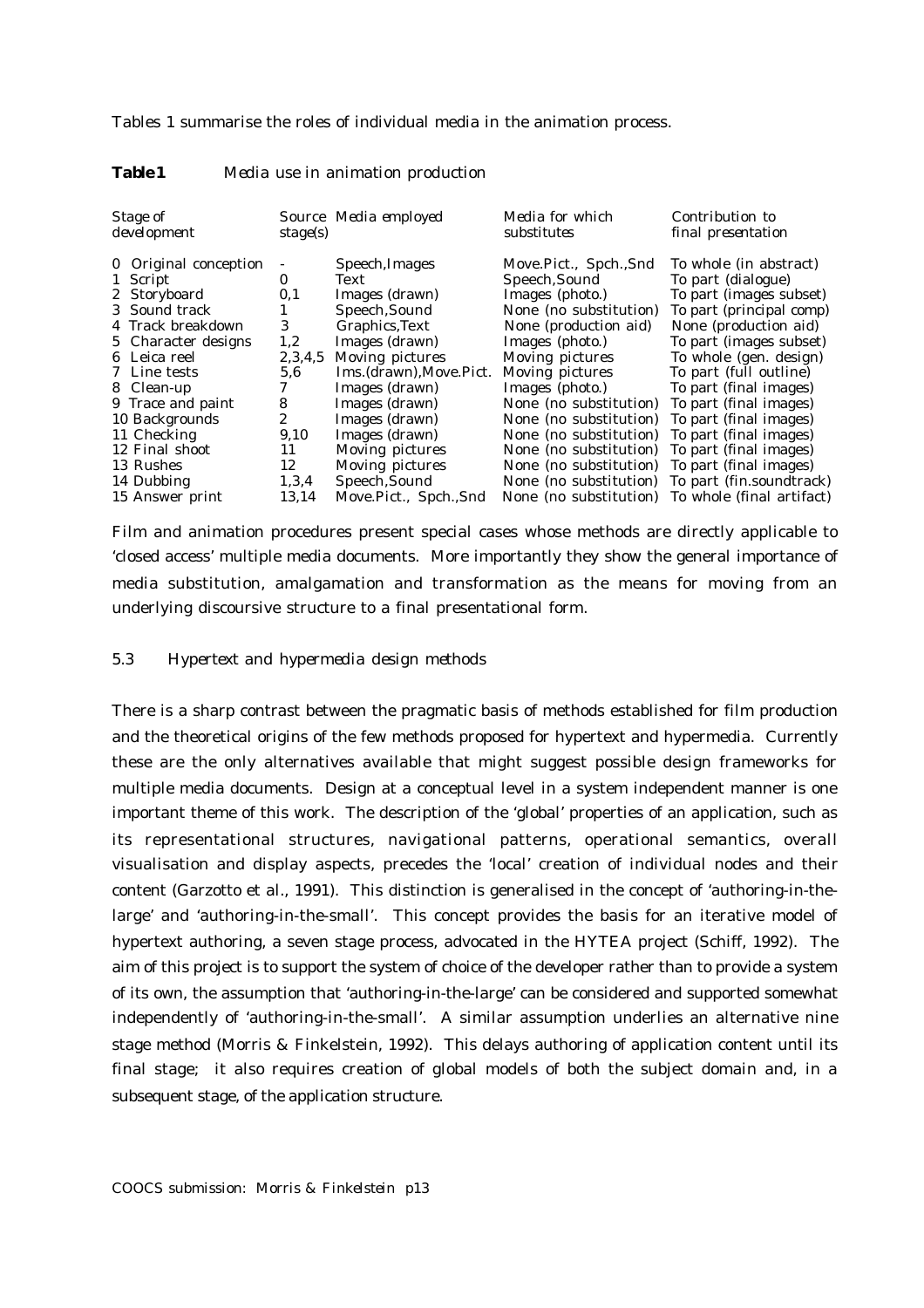Tables 1 summarise the roles of individual media in the animation process.

**Table1** Media use in animation production

| Stage of development | Source stage(s) | Media employed | Media for which substitutes | Contribution to final presentation |
|---|---|---|---|---|
| 0 Original conception | - | Speech,Images | Move.Pict., Spch.,Snd | To whole (in abstract) |
| 1 Script | 0 | Text | Speech,Sound | To part (dialogue) |
| 2 Storyboard | 0,1 | Images (drawn) | Images (photo.) | To part (images subset) |
| 3 Sound track | 1 | Speech,Sound | None (no substitution) | To part (principal comp) |
| 4 Track breakdown | 3 | Graphics,Text | None (production aid) | None (production aid) |
| 5 Character designs | 1,2 | Images (drawn) | Images (photo.) | To part (images subset) |
| 6 Leica reel | 2,3,4,5 | Moving pictures | Moving pictures | To whole (gen. design) |
| 7 Line tests | 5,6 | Ims.(drawn),Move.Pict. | Moving pictures | To part (full outline) |
| 8 Clean-up | 7 | Images (drawn) | Images (photo.) | To part (final images) |
| 9 Trace and paint | 8 | Images (drawn) | None (no substitution) | To part (final images) |
| 10 Backgrounds | 2 | Images (drawn) | None (no substitution) | To part (final images) |
| 11 Checking | 9,10 | Images (drawn) | None (no substitution) | To part (final images) |
| 12 Final shoot | 11 | Moving pictures | None (no substitution) | To part (final images) |
| 13 Rushes | 12 | Moving pictures | None (no substitution) | To part (final images) |
| 14 Dubbing | 1,3,4 | Speech,Sound | None (no substitution) | To part (fin.soundtrack) |
| 15 Answer print | 13,14 | Move.Pict., Spch.,Snd | None (no substitution) | To whole (final artifact) |

Film and animation procedures present special cases whose methods are directly applicable to 'closed access' multiple media documents. More importantly they show the general importance of media substitution, amalgamation and transformation as the means for moving from an underlying discoursive structure to a final presentational form.

### 5.3 Hypertext and hypermedia design methods

There is a sharp contrast between the pragmatic basis of methods established for film production and the theoretical origins of the few methods proposed for hypertext and hypermedia. Currently these are the only alternatives available that might suggest possible design frameworks for multiple media documents. Design at a conceptual level in a system independent manner is one important theme of this work. The description of the 'global' properties of an application, such as its representational structures, navigational patterns, operational semantics, overall visualisation and display aspects, precedes the 'local' creation of individual nodes and their content (Garzotto et al., 1991). This distinction is generalised in the concept of 'authoring-in-the-large' and 'authoring-in-the-small'. This concept provides the basis for an iterative model of hypertext authoring, a seven stage process, advocated in the HYTEA project (Schiff, 1992). The aim of this project is to support the system of choice of the developer rather than to provide a system of its own, the assumption that 'authoring-in-the-large' can be considered and supported somewhat independently of 'authoring-in-the-small'. A similar assumption underlies an alternative nine stage method (Morris & Finkelstein, 1992). This delays authoring of application content until its final stage; it also requires creation of global models of both the subject domain and, in a subsequent stage, of the application structure.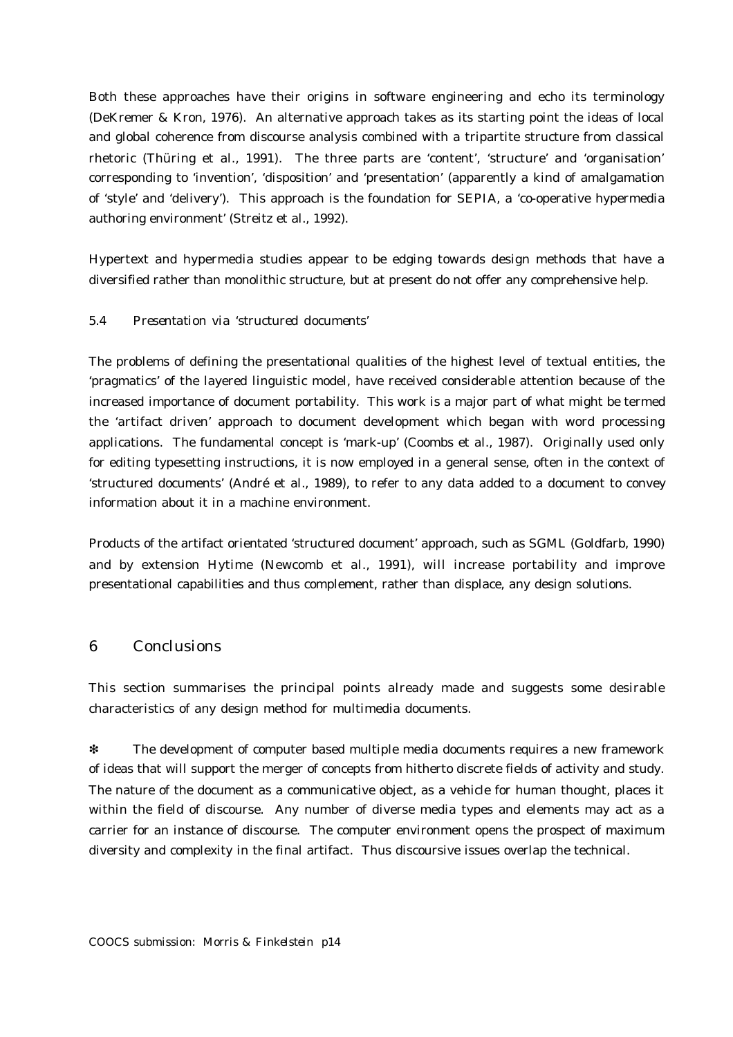Both these approaches have their origins in software engineering and echo its terminology (DeKremer & Kron, 1976). An alternative approach takes as its starting point the ideas of local and global coherence from discourse analysis combined with a tripartite structure from classical rhetoric (Thüring et al., 1991). The three parts are 'content', 'structure' and 'organisation' corresponding to 'invention', 'disposition' and 'presentation' (apparently a kind of amalgamation of 'style' and 'delivery'). This approach is the foundation for SEPIA, a 'co-operative hypermedia authoring environment' (Streitz et al., 1992).

Hypertext and hypermedia studies appear to be edging towards design methods that have a diversified rather than monolithic structure, but at present do not offer any comprehensive help.

### 5.4 Presentation via 'structured documents'

The problems of defining the presentational qualities of the highest level of textual entities, the 'pragmatics' of the layered linguistic model, have received considerable attention because of the increased importance of document portability. This work is a major part of what might be termed the 'artifact driven' approach to document development which began with word processing applications. The fundamental concept is 'mark-up' (Coombs et al., 1987). Originally used only for editing typesetting instructions, it is now employed in a general sense, often in the context of 'structured documents' (André et al., 1989), to refer to any data added to a document to convey information about it in a machine environment.

Products of the artifact orientated 'structured document' approach, such as SGML (Goldfarb, 1990) and by extension Hytime (Newcomb et al., 1991), will increase portability and improve presentational capabilities and thus complement, rather than displace, any design solutions.

## 6 Conclusions

This section summarises the principal points already made and suggests some desirable characteristics of any design method for multimedia documents.

❇ The development of computer based multiple media documents requires a new framework of ideas that will support the merger of concepts from hitherto discrete fields of activity and study. The nature of the document as a communicative object, as a vehicle for human thought, places it within the field of discourse. Any number of diverse media types and elements may act as a carrier for an instance of discourse. The computer environment opens the prospect of maximum diversity and complexity in the final artifact. Thus discoursive issues overlap the technical.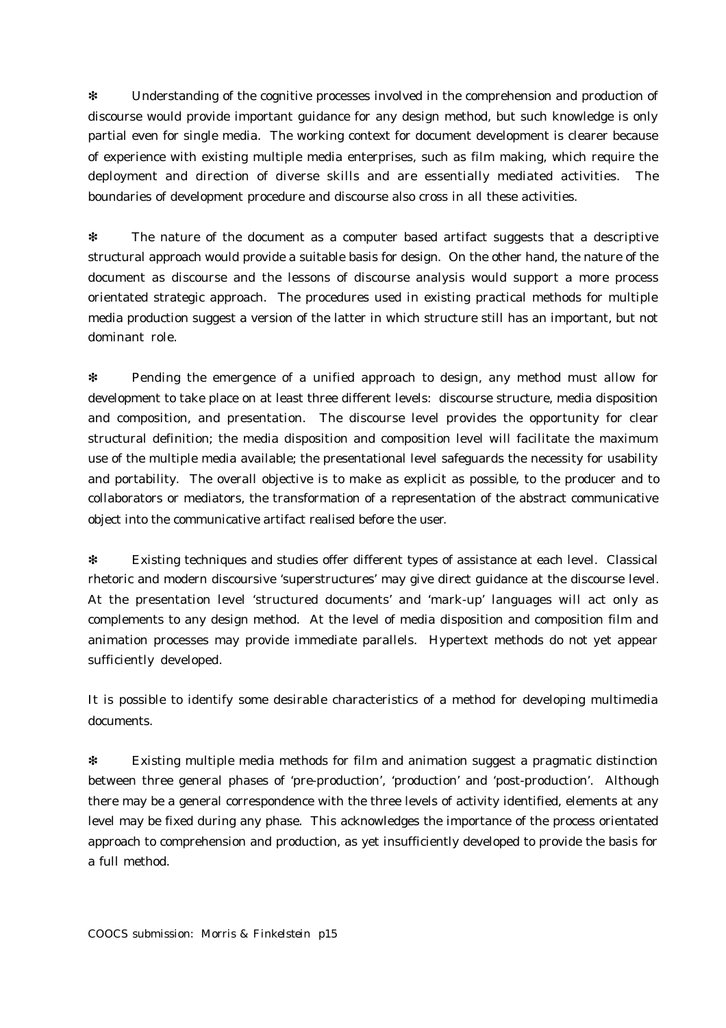❄ Understanding of the cognitive processes involved in the comprehension and production of discourse would provide important guidance for any design method, but such knowledge is only partial even for single media. The working context for document development is clearer because of experience with existing multiple media enterprises, such as film making, which require the deployment and direction of diverse skills and are essentially mediated activities. The boundaries of development procedure and discourse also cross in all these activities.

❄ The nature of the document as a computer based artifact suggests that a descriptive structural approach would provide a suitable basis for design. On the other hand, the nature of the document as discourse and the lessons of discourse analysis would support a more process orientated strategic approach. The procedures used in existing practical methods for multiple media production suggest a version of the latter in which structure still has an important, but not dominant role.

❄ Pending the emergence of a unified approach to design, any method must allow for development to take place on at least three different levels: discourse structure, media disposition and composition, and presentation. The discourse level provides the opportunity for clear structural definition; the media disposition and composition level will facilitate the maximum use of the multiple media available; the presentational level safeguards the necessity for usability and portability. The overall objective is to make as explicit as possible, to the producer and to collaborators or mediators, the transformation of a representation of the abstract communicative object into the communicative artifact realised before the user.

❄ Existing techniques and studies offer different types of assistance at each level. Classical rhetoric and modern discoursive 'superstructures' may give direct guidance at the discourse level. At the presentation level 'structured documents' and 'mark-up' languages will act only as complements to any design method. At the level of media disposition and composition film and animation processes may provide immediate parallels. Hypertext methods do not yet appear sufficiently developed.

It is possible to identify some desirable characteristics of a method for developing multimedia documents.

❄ Existing multiple media methods for film and animation suggest a pragmatic distinction between three general phases of 'pre-production', 'production' and 'post-production'. Although there may be a general correspondence with the three levels of activity identified, elements at any level may be fixed during any phase. This acknowledges the importance of the process orientated approach to comprehension and production, as yet insufficiently developed to provide the basis for a full method.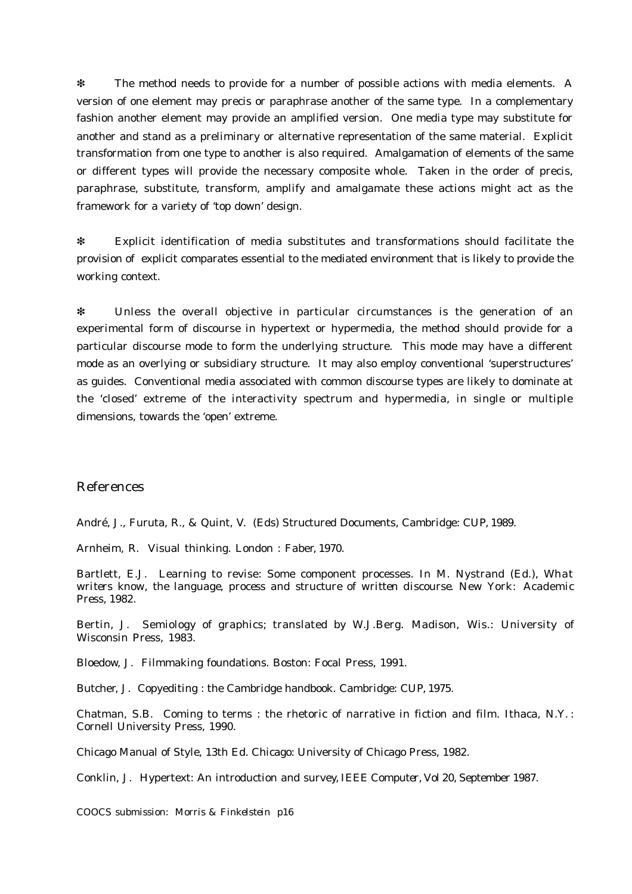✻ The method needs to provide for a number of possible actions with media elements. A version of one element may precis or paraphrase another of the same type. In a complementary fashion another element may provide an amplified version. One media type may substitute for another and stand as a preliminary or alternative representation of the same material. Explicit transformation from one type to another is also required. Amalgamation of elements of the same or different types will provide the necessary composite whole. Taken in the order of precis, paraphrase, substitute, transform, amplify and amalgamate these actions might act as the framework for a variety of 'top down' design.

✻ Explicit identification of media substitutes and transformations should facilitate the provision of explicit comparates essential to the mediated environment that is likely to provide the working context.

✻ Unless the overall objective in particular circumstances is the generation of an experimental form of discourse in hypertext or hypermedia, the method should provide for a particular discourse mode to form the underlying structure. This mode may have a different mode as an overlying or subsidiary structure. It may also employ conventional 'superstructures' as guides. Conventional media associated with common discourse types are likely to dominate at the 'closed' extreme of the interactivity spectrum and hypermedia, in single or multiple dimensions, towards the 'open' extreme.

## References

André, J., Furuta, R., & Quint, V. (Eds) Structured Documents, Cambridge: CUP, 1989.

Arnheim, R. Visual thinking. London : Faber, 1970.

Bartlett, E.J. Learning to revise: Some component processes. In M. Nystrand (Ed.), *What writers know, the language, process and structure of written discourse.* New York: Academic Press, 1982.

Bertin, J. Semiology of graphics; translated by W.J.Berg. Madison, Wis.: University of Wisconsin Press, 1983.

Bloedow, J. Filmmaking foundations. Boston: Focal Press, 1991.

Butcher, J. Copyediting : the Cambridge handbook. Cambridge: CUP, 1975.

Chatman, S.B. Coming to terms : the rhetoric of narrative in fiction and film. Ithaca, N.Y. : Cornell University Press, 1990.

Chicago Manual of Style, 13th Ed. Chicago: University of Chicago Press, 1982.

Conklin, J. Hypertext: An introduction and survey, *IEEE Computer*, Vol 20, September 1987.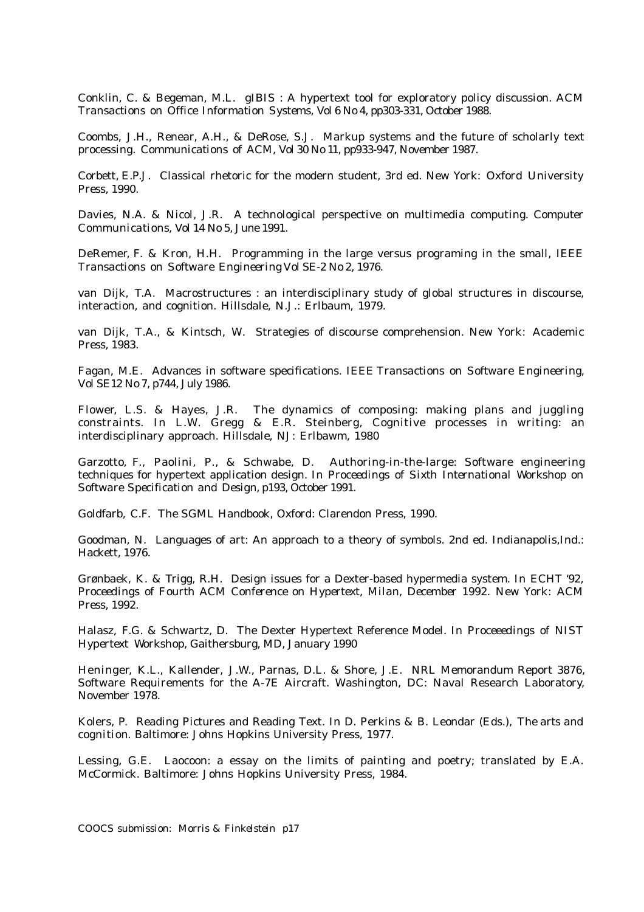Conklin, C. & Begeman, M.L. gIBIS : A hypertext tool for exploratory policy discussion. *ACM Transactions on Office Information Systems*, Vol 6 No 4, pp303-331, October 1988.

Coombs, J.H., Renear, A.H., & DeRose, S.J. Markup systems and the future of scholarly text processing. *Communications of ACM*, Vol 30 No 11, pp933-947, November 1987.

Corbett, E.P.J. *Classical rhetoric for the modern student*, 3rd ed. New York: Oxford University Press, 1990.

Davies, N.A. & Nicol, J.R. A technological perspective on multimedia computing. *Computer Communications*, Vol 14 No 5, June 1991.

DeRemer, F. & Kron, H.H. Programming in the large versus programing in the small, *IEEE Transactions on Software Engineering* Vol SE-2 No 2, 1976.

van Dijk, T.A. *Macrostructures : an interdisciplinary study of global structures in discourse, interaction, and cognition*. Hillsdale, N.J.: Erlbaum, 1979.

van Dijk, T.A., & Kintsch, W. *Strategies of discourse comprehension*. New York: Academic Press, 1983.

Fagan, M.E. Advances in software specifications. *IEEE Transactions on Software Engineering*, Vol SE12 No 7, p744, July 1986.

Flower, L.S. & Hayes, J.R. The dynamics of composing: making plans and juggling constraints. In L.W. Gregg & E.R. Steinberg, *Cognitive processes in writing: an interdisciplinary approach*. Hillsdale, NJ: Erlbawm, 1980

Garzotto, F., Paolini, P., & Schwabe, D. Authoring-in-the-large: Software engineering techniques for hypertext application design. In *Proceedings of Sixth International Workshop on Software Specification and Design*, p193, October 1991.

Goldfarb, C.F. *The SGML Handbook*, Oxford: Clarendon Press, 1990.

Goodman, N. *Languages of art: An approach to a theory of symbols*. 2nd ed. Indianapolis,Ind.: Hackett, 1976.

Grønbaek, K. & Trigg, R.H. Design issues for a Dexter-based hypermedia system. In *ECHT '92, Proceedings of Fourth ACM Conference on Hypertext, Milan, December 1992*. New York: ACM Press, 1992.

Halasz, F.G. & Schwartz, D. The Dexter Hypertext Reference Model. In *Proceeedings of NIST Hypertext Workshop*, Gaithersburg, MD, January 1990

Heninger, K.L., Kallender, J.W., Parnas, D.L. & Shore, J.E. NRL Memorandum Report 3876, *Software Requirements for the A-7E Aircraft*. Washington, DC: Naval Research Laboratory, November 1978.

Kolers, P. Reading Pictures and Reading Text. In D. Perkins & B. Leondar (Eds.), *The arts and cognition*. Baltimore: Johns Hopkins University Press, 1977.

Lessing, G.E. *Laocoon: a essay on the limits of painting and poetry*; translated by E.A. McCormick. Baltimore: Johns Hopkins University Press, 1984.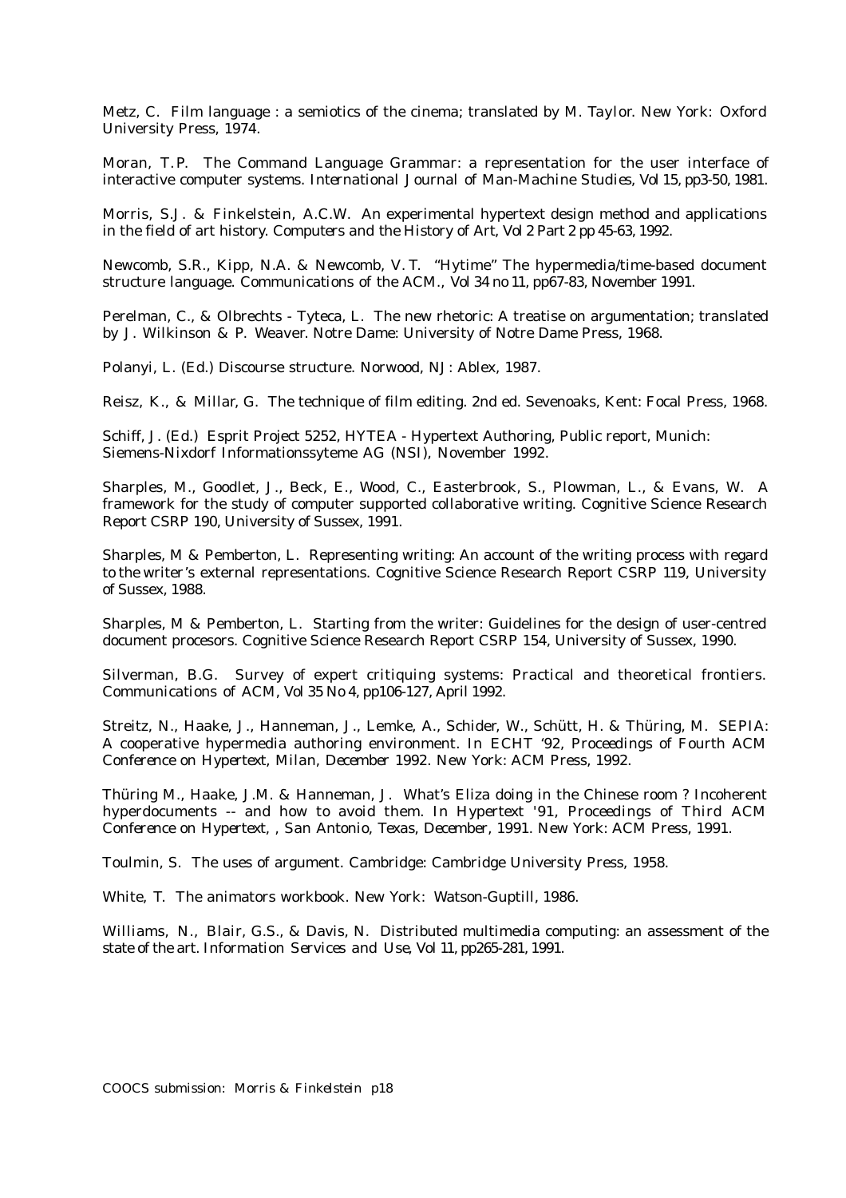Metz, C. Film language : a semiotics of the cinema; translated by M. Taylor. New York: Oxford University Press, 1974.

Moran, T.P. The Command Language Grammar: a representation for the user interface of interactive computer systems. International Journal of Man-Machine Studies, Vol 15, pp3-50, 1981.

Morris, S.J. & Finkelstein, A.C.W. An experimental hypertext design method and applications in the field of art history. Computers and the History of Art, Vol 2 Part 2 pp 45-63, 1992.

Newcomb, S.R., Kipp, N.A. & Newcomb, V.T. "Hytime" The hypermedia/time-based document structure language. Communications of the ACM., Vol 34 no 11, pp67-83, November 1991.

Perelman, C., & Olbrechts - Tyteca, L. The new rhetoric: A treatise on argumentation; translated by J. Wilkinson & P. Weaver. Notre Dame: University of Notre Dame Press, 1968.

Polanyi, L. (Ed.) Discourse structure. Norwood, NJ: Ablex, 1987.

Reisz, K., & Millar, G. The technique of film editing. 2nd ed. Sevenoaks, Kent: Focal Press, 1968.

Schiff, J. (Ed.) Esprit Project 5252, HYTEA - Hypertext Authoring, Public report, Munich: Siemens-Nixdorf Informationssyteme AG (NSI), November 1992.

Sharples, M., Goodlet, J., Beck, E., Wood, C., Easterbrook, S., Plowman, L., & Evans, W. A framework for the study of computer supported collaborative writing. Cognitive Science Research Report CSRP 190, University of Sussex, 1991.

Sharples, M & Pemberton, L. Representing writing: An account of the writing process with regard to the writer's external representations. Cognitive Science Research Report CSRP 119, University of Sussex, 1988.

Sharples, M & Pemberton, L. Starting from the writer: Guidelines for the design of user-centred document procesors. Cognitive Science Research Report CSRP 154, University of Sussex, 1990.

Silverman, B.G. Survey of expert critiquing systems: Practical and theoretical frontiers. Communications of ACM, Vol 35 No 4, pp106-127, April 1992.

Streitz, N., Haake, J., Hanneman, J., Lemke, A., Schider, W., Schütt, H. & Thüring, M. SEPIA: A cooperative hypermedia authoring environment. In ECHT '92, Proceedings of Fourth ACM Conference on Hypertext, Milan, December 1992. New York: ACM Press, 1992.

Thüring M., Haake, J.M. & Hanneman, J. What's Eliza doing in the Chinese room ? Incoherent hyperdocuments -- and how to avoid them. In Hypertext '91, Proceedings of Third ACM Conference on Hypertext, , San Antonio, Texas, December, 1991. New York: ACM Press, 1991.

Toulmin, S. The uses of argument. Cambridge: Cambridge University Press, 1958.

White, T. The animators workbook. New York: Watson-Guptill, 1986.

Williams, N., Blair, G.S., & Davis, N. Distributed multimedia computing: an assessment of the state of the art. Information Services and Use, Vol 11, pp265-281, 1991.